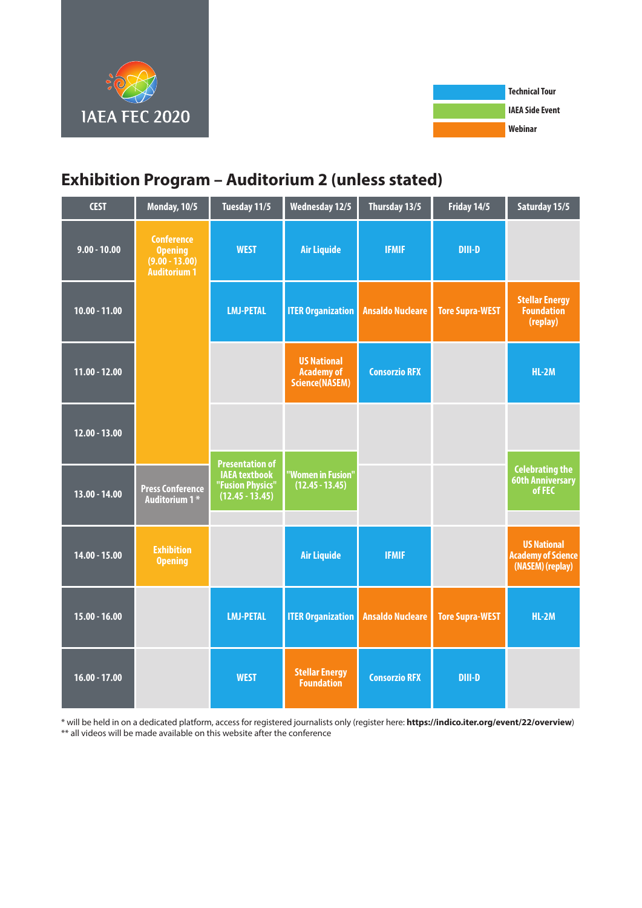IAEA FEC 2020

Technical Tour
IAEA Side Event
Webinar

## Exhibition Program – Auditorium 2 (unless stated)

| CEST | Monday, 10/5 | Tuesday 11/5 | Wednesday 12/5 | Thursday 13/5 | Friday 14/5 | Saturday 15/5 |
|---|---|---|---|---|---|---|
| 9.00 - 10.00 | Conference Opening (9.00 - 13.00) Auditorium 1 | WEST | Air Liquide | IFMIF | DIII-D | |
| 10.00 - 11.00 | | LMJ-PETAL | ITER Organization | Ansaldo Nucleare | Tore Supra-WEST | Stellar Energy Foundation (replay) |
| 11.00 - 12.00 | | | US National Academy of Science(NASEM) | Consorzio RFX | | HL-2M |
| 12.00 - 13.00 | | Presentation of IAEA textbook "Fusion Physics" (12.45 - 13.45) | "Women in Fusion" (12.45 - 13.45) | | | Celebrating the 60th Anniversary of FEC |
| 13.00 - 14.00 | Press Conference Auditorium 1 * | | | | | |
| 14.00 - 15.00 | Exhibition Opening | | Air Liquide | IFMIF | | US National Academy of Science (NASEM) (replay) |
| 15.00 - 16.00 | | LMJ-PETAL | ITER Organization | Ansaldo Nucleare | Tore Supra-WEST | HL-2M |
| 16.00 - 17.00 | | WEST | Stellar Energy Foundation | Consorzio RFX | DIII-D | |

\* will be held in on a dedicated platform, access for registered journalists only (register here: **https://indico.iter.org/event/22/overview**)
\*\* all videos will be made available on this website after the conference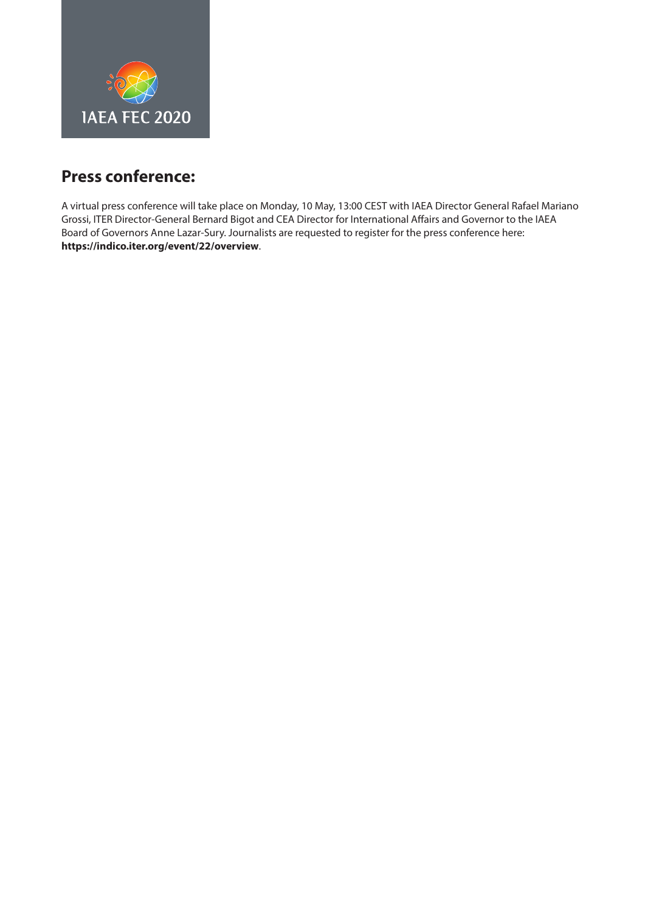IAEA FEC 2020

## Press conference:

A virtual press conference will take place on Monday, 10 May, 13:00 CEST with IAEA Director General Rafael Mariano Grossi, ITER Director-General Bernard Bigot and CEA Director for International Affairs and Governor to the IAEA Board of Governors Anne Lazar-Sury. Journalists are requested to register for the press conference here: **https://indico.iter.org/event/22/overview**.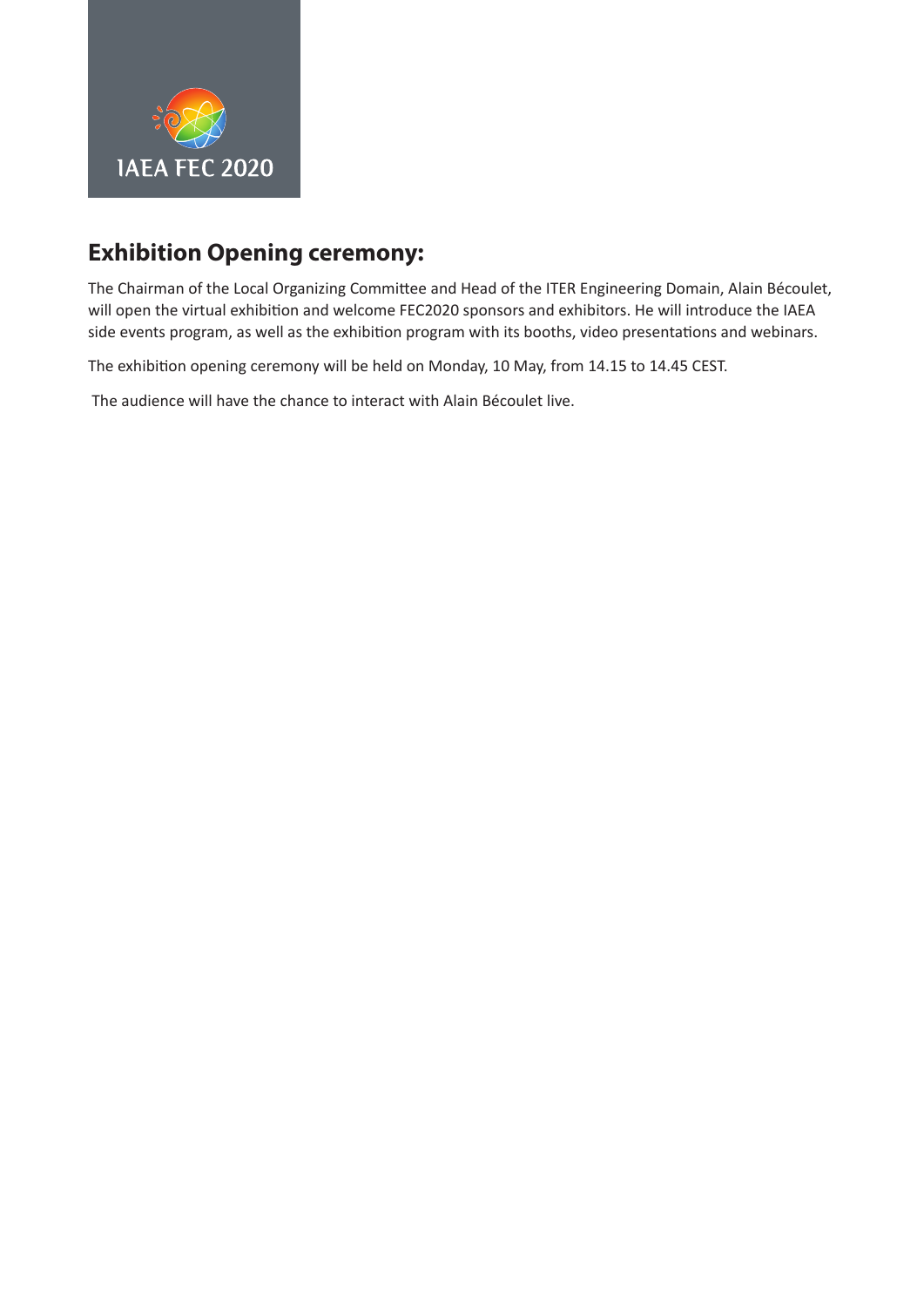## Exhibition Opening ceremony:

The Chairman of the Local Organizing Committee and Head of the ITER Engineering Domain, Alain Bécoulet, will open the virtual exhibition and welcome FEC2020 sponsors and exhibitors. He will introduce the IAEA side events program, as well as the exhibition program with its booths, video presentations and webinars.

The exhibition opening ceremony will be held on Monday, 10 May, from 14.15 to 14.45 CEST.

The audience will have the chance to interact with Alain Bécoulet live.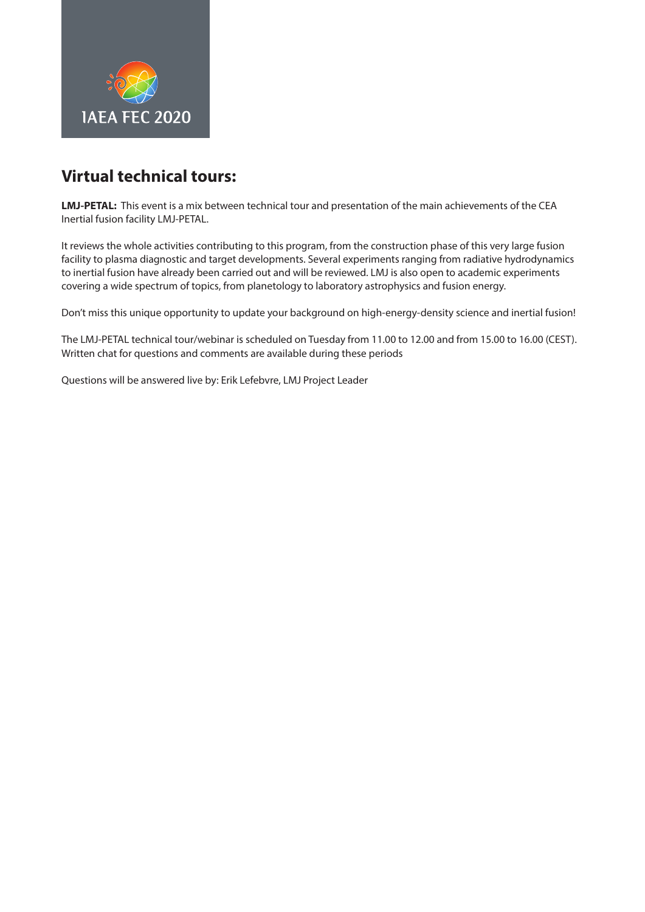## Virtual technical tours:

**LMJ-PETAL:** This event is a mix between technical tour and presentation of the main achievements of the CEA Inertial fusion facility LMJ-PETAL.

It reviews the whole activities contributing to this program, from the construction phase of this very large fusion facility to plasma diagnostic and target developments. Several experiments ranging from radiative hydrodynamics to inertial fusion have already been carried out and will be reviewed. LMJ is also open to academic experiments covering a wide spectrum of topics, from planetology to laboratory astrophysics and fusion energy.

Don't miss this unique opportunity to update your background on high-energy-density science and inertial fusion!

The LMJ-PETAL technical tour/webinar is scheduled on Tuesday from 11.00 to 12.00 and from 15.00 to 16.00 (CEST). Written chat for questions and comments are available during these periods

Questions will be answered live by: Erik Lefebvre, LMJ Project Leader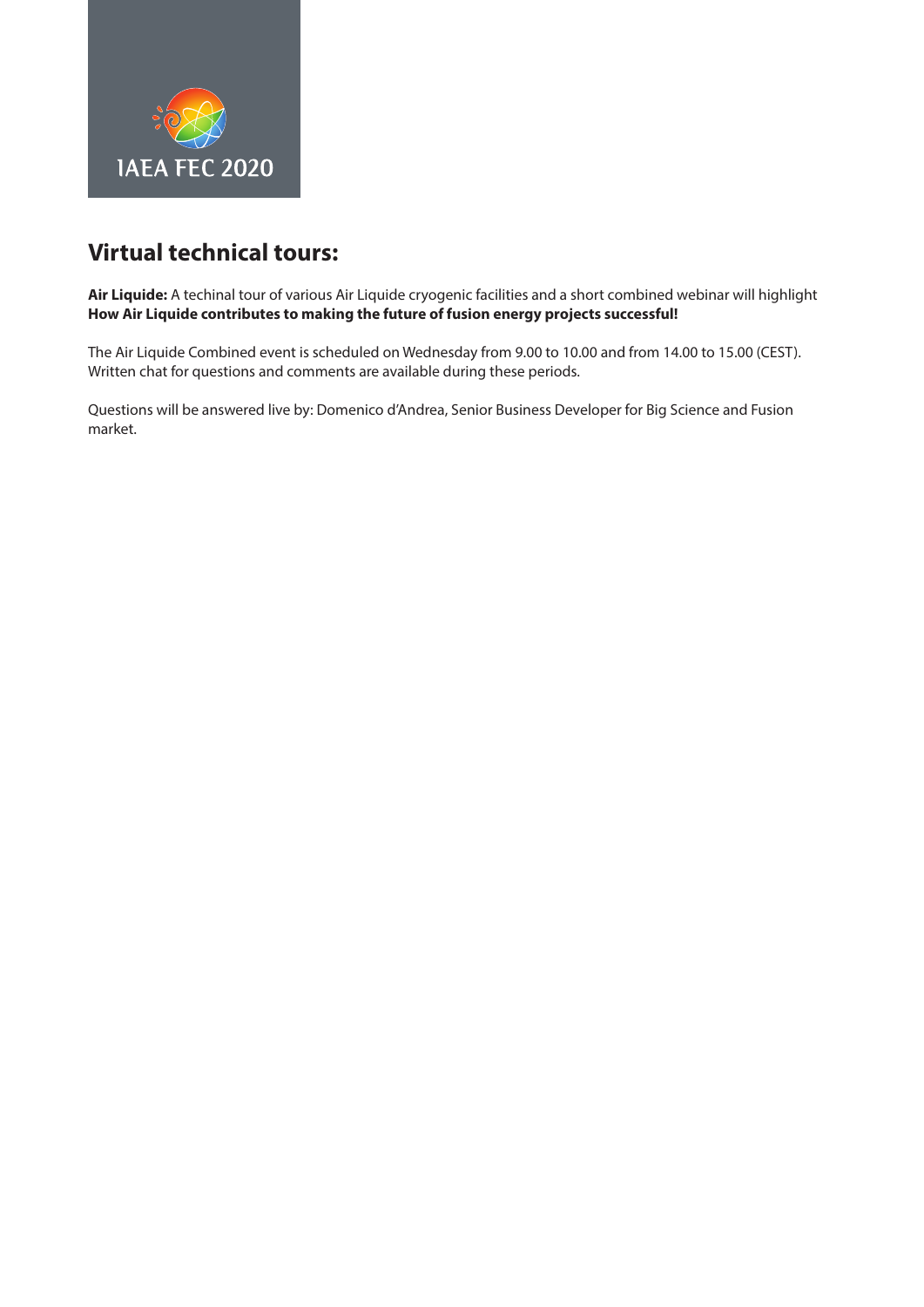## Virtual technical tours:

**Air Liquide:** A techinal tour of various Air Liquide cryogenic facilities and a short combined webinar will highlight **How Air Liquide contributes to making the future of fusion energy projects successful!**

The Air Liquide Combined event is scheduled on Wednesday from 9.00 to 10.00 and from 14.00 to 15.00 (CEST). Written chat for questions and comments are available during these periods.

Questions will be answered live by: Domenico d'Andrea, Senior Business Developer for Big Science and Fusion market.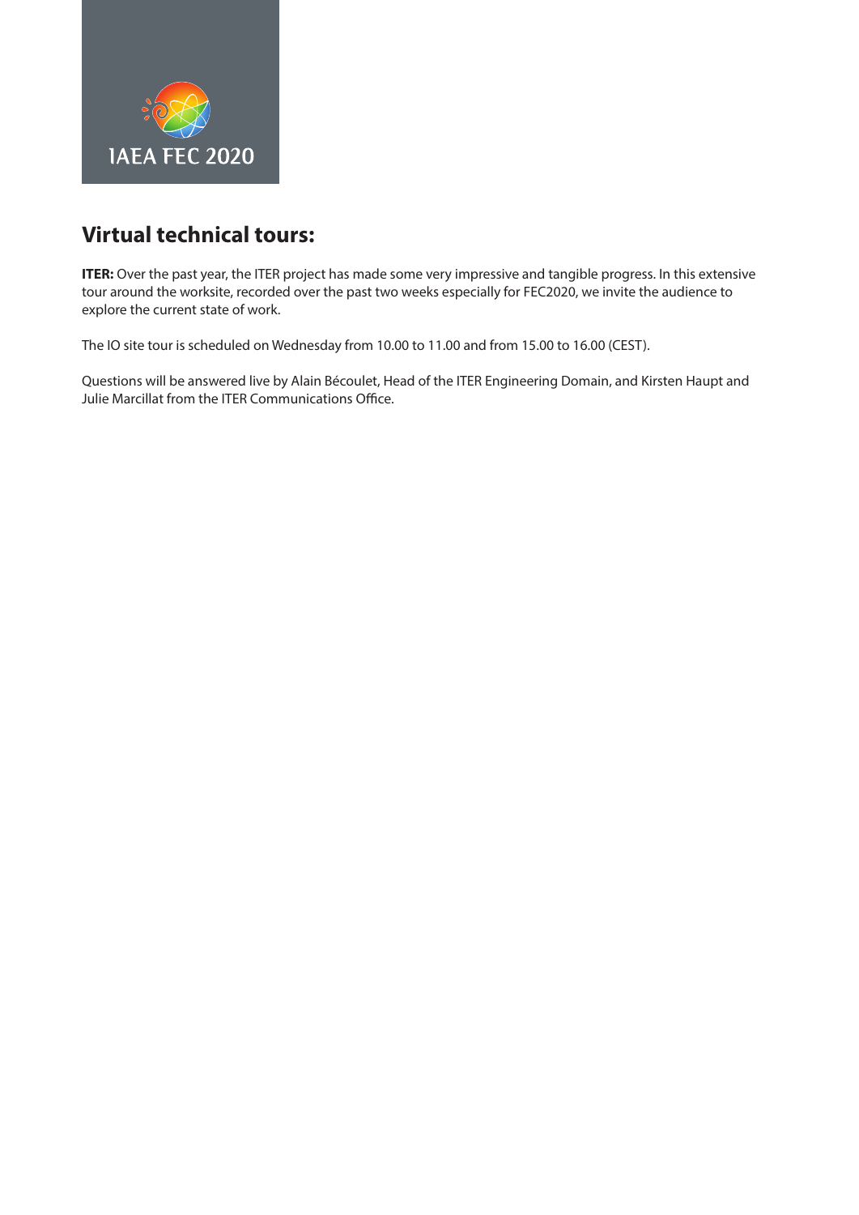## Virtual technical tours:

**ITER:** Over the past year, the ITER project has made some very impressive and tangible progress. In this extensive tour around the worksite, recorded over the past two weeks especially for FEC2020, we invite the audience to explore the current state of work.

The IO site tour is scheduled on Wednesday from 10.00 to 11.00 and from 15.00 to 16.00 (CEST).

Questions will be answered live by Alain Bécoulet, Head of the ITER Engineering Domain, and Kirsten Haupt and Julie Marcillat from the ITER Communications Office.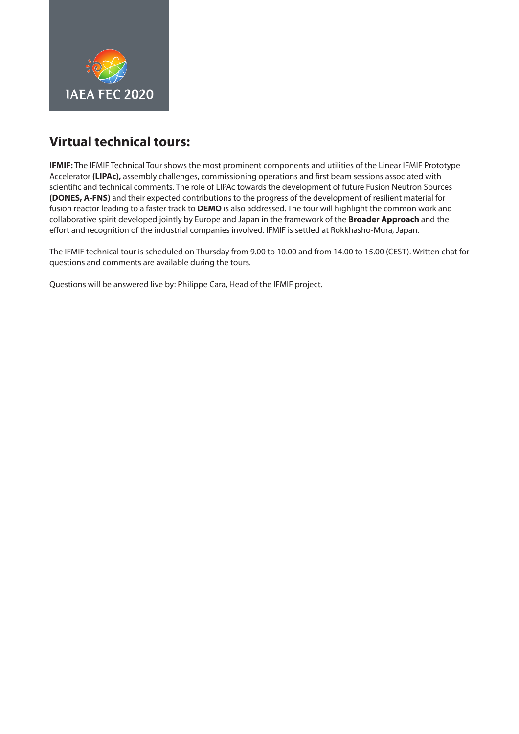## Virtual technical tours:

**IFMIF:** The IFMIF Technical Tour shows the most prominent components and utilities of the Linear IFMIF Prototype Accelerator **(LIPAc),** assembly challenges, commissioning operations and first beam sessions associated with scientific and technical comments. The role of LIPAc towards the development of future Fusion Neutron Sources **(DONES, A-FNS)** and their expected contributions to the progress of the development of resilient material for fusion reactor leading to a faster track to **DEMO** is also addressed. The tour will highlight the common work and collaborative spirit developed jointly by Europe and Japan in the framework of the **Broader Approach** and the effort and recognition of the industrial companies involved. IFMIF is settled at Rokkhasho-Mura, Japan.

The IFMIF technical tour is scheduled on Thursday from 9.00 to 10.00 and from 14.00 to 15.00 (CEST). Written chat for questions and comments are available during the tours.

Questions will be answered live by: Philippe Cara, Head of the IFMIF project.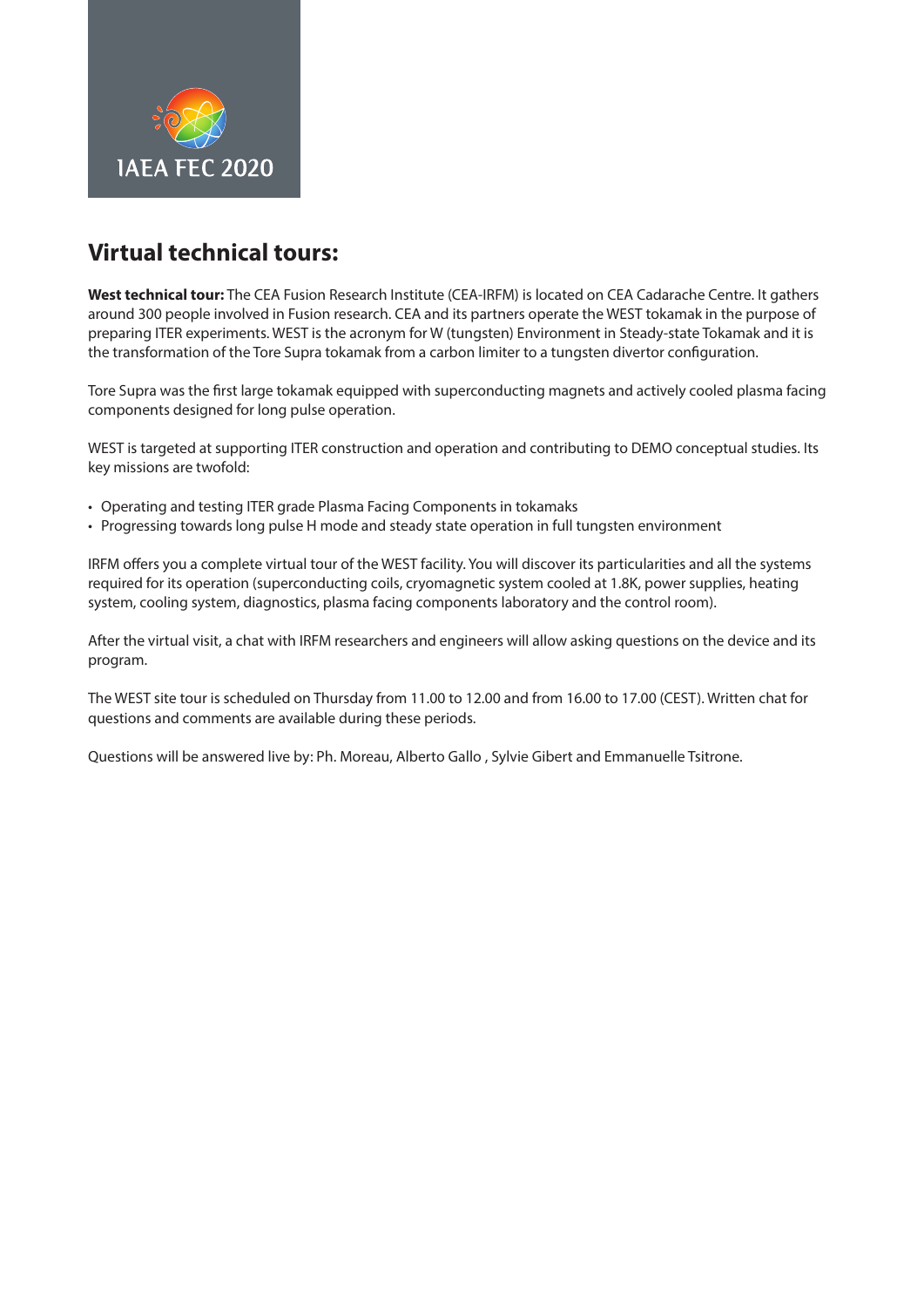## Virtual technical tours:

**West technical tour:** The CEA Fusion Research Institute (CEA-IRFM) is located on CEA Cadarache Centre. It gathers around 300 people involved in Fusion research. CEA and its partners operate the WEST tokamak in the purpose of preparing ITER experiments. WEST is the acronym for W (tungsten) Environment in Steady-state Tokamak and it is the transformation of the Tore Supra tokamak from a carbon limiter to a tungsten divertor configuration.

Tore Supra was the first large tokamak equipped with superconducting magnets and actively cooled plasma facing components designed for long pulse operation.

WEST is targeted at supporting ITER construction and operation and contributing to DEMO conceptual studies. Its key missions are twofold:

- Operating and testing ITER grade Plasma Facing Components in tokamaks
- Progressing towards long pulse H mode and steady state operation in full tungsten environment

IRFM offers you a complete virtual tour of the WEST facility. You will discover its particularities and all the systems required for its operation (superconducting coils, cryomagnetic system cooled at 1.8K, power supplies, heating system, cooling system, diagnostics, plasma facing components laboratory and the control room).

After the virtual visit, a chat with IRFM researchers and engineers will allow asking questions on the device and its program.

The WEST site tour is scheduled on Thursday from 11.00 to 12.00 and from 16.00 to 17.00 (CEST). Written chat for questions and comments are available during these periods.

Questions will be answered live by: Ph. Moreau, Alberto Gallo , Sylvie Gibert and Emmanuelle Tsitrone.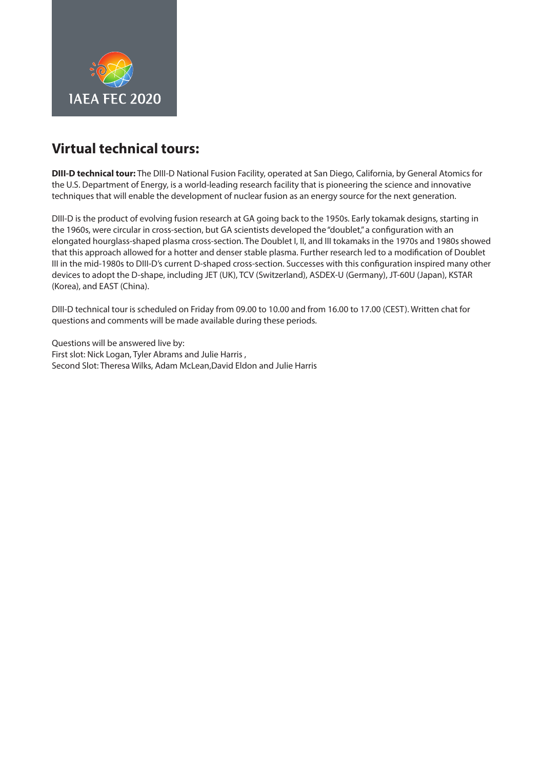IAEA FEC 2020

## Virtual technical tours:

**DIII-D technical tour:** The DIII-D National Fusion Facility, operated at San Diego, California, by General Atomics for the U.S. Department of Energy, is a world-leading research facility that is pioneering the science and innovative techniques that will enable the development of nuclear fusion as an energy source for the next generation.

DIII-D is the product of evolving fusion research at GA going back to the 1950s. Early tokamak designs, starting in the 1960s, were circular in cross-section, but GA scientists developed the "doublet," a configuration with an elongated hourglass-shaped plasma cross-section. The Doublet I, II, and III tokamaks in the 1970s and 1980s showed that this approach allowed for a hotter and denser stable plasma. Further research led to a modification of Doublet III in the mid-1980s to DIII-D's current D-shaped cross-section. Successes with this configuration inspired many other devices to adopt the D-shape, including JET (UK), TCV (Switzerland), ASDEX-U (Germany), JT-60U (Japan), KSTAR (Korea), and EAST (China).

DIII-D technical tour is scheduled on Friday from 09.00 to 10.00 and from 16.00 to 17.00 (CEST). Written chat for questions and comments will be made available during these periods.

Questions will be answered live by:
First slot: Nick Logan, Tyler Abrams and Julie Harris ,
Second Slot: Theresa Wilks, Adam McLean,David Eldon and Julie Harris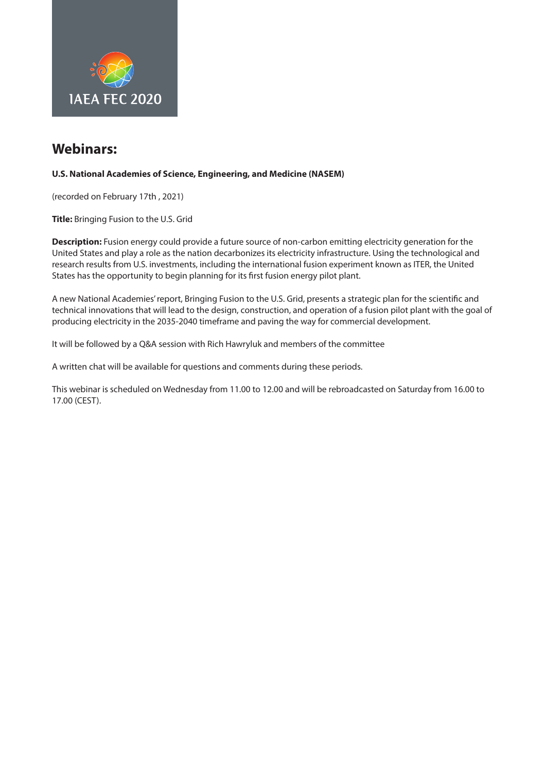IAEA FEC 2020

## Webinars:

**U.S. National Academies of Science, Engineering, and Medicine (NASEM)**

(recorded on February 17th , 2021)

**Title:** Bringing Fusion to the U.S. Grid

**Description:** Fusion energy could provide a future source of non-carbon emitting electricity generation for the United States and play a role as the nation decarbonizes its electricity infrastructure. Using the technological and research results from U.S. investments, including the international fusion experiment known as ITER, the United States has the opportunity to begin planning for its first fusion energy pilot plant.

A new National Academies' report, Bringing Fusion to the U.S. Grid, presents a strategic plan for the scientific and technical innovations that will lead to the design, construction, and operation of a fusion pilot plant with the goal of producing electricity in the 2035-2040 timeframe and paving the way for commercial development.

It will be followed by a Q&A session with Rich Hawryluk and members of the committee

A written chat will be available for questions and comments during these periods.

This webinar is scheduled on Wednesday from 11.00 to 12.00 and will be rebroadcasted on Saturday from 16.00 to 17.00 (CEST).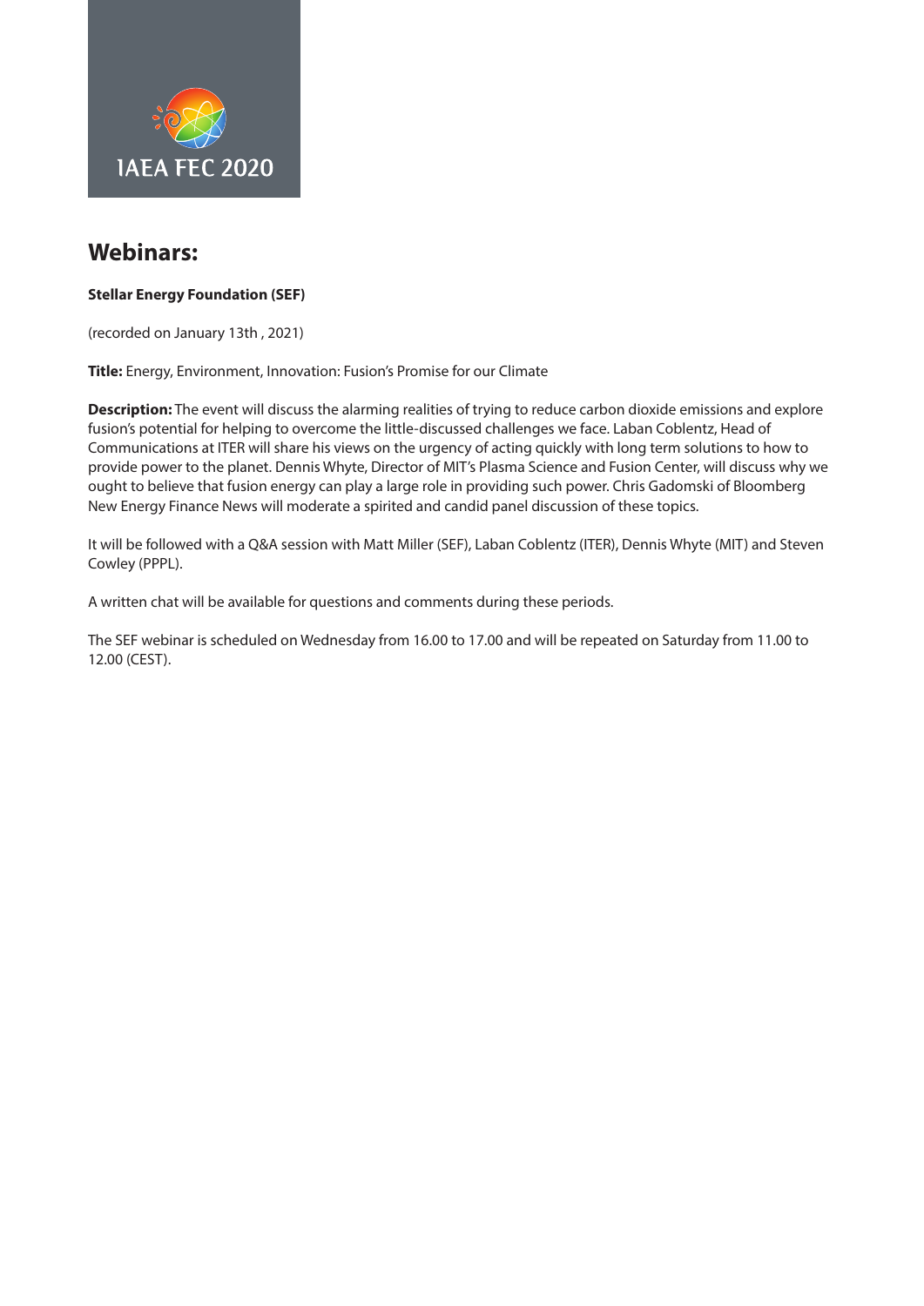IAEA FEC 2020

## Webinars:

**Stellar Energy Foundation (SEF)**

(recorded on January 13th , 2021)

**Title:** Energy, Environment, Innovation: Fusion's Promise for our Climate

**Description:** The event will discuss the alarming realities of trying to reduce carbon dioxide emissions and explore fusion's potential for helping to overcome the little-discussed challenges we face. Laban Coblentz, Head of Communications at ITER will share his views on the urgency of acting quickly with long term solutions to how to provide power to the planet. Dennis Whyte, Director of MIT's Plasma Science and Fusion Center, will discuss why we ought to believe that fusion energy can play a large role in providing such power. Chris Gadomski of Bloomberg New Energy Finance News will moderate a spirited and candid panel discussion of these topics.

It will be followed with a Q&A session with Matt Miller (SEF), Laban Coblentz (ITER), Dennis Whyte (MIT) and Steven Cowley (PPPL).

A written chat will be available for questions and comments during these periods.

The SEF webinar is scheduled on Wednesday from 16.00 to 17.00 and will be repeated on Saturday from 11.00 to 12.00 (CEST).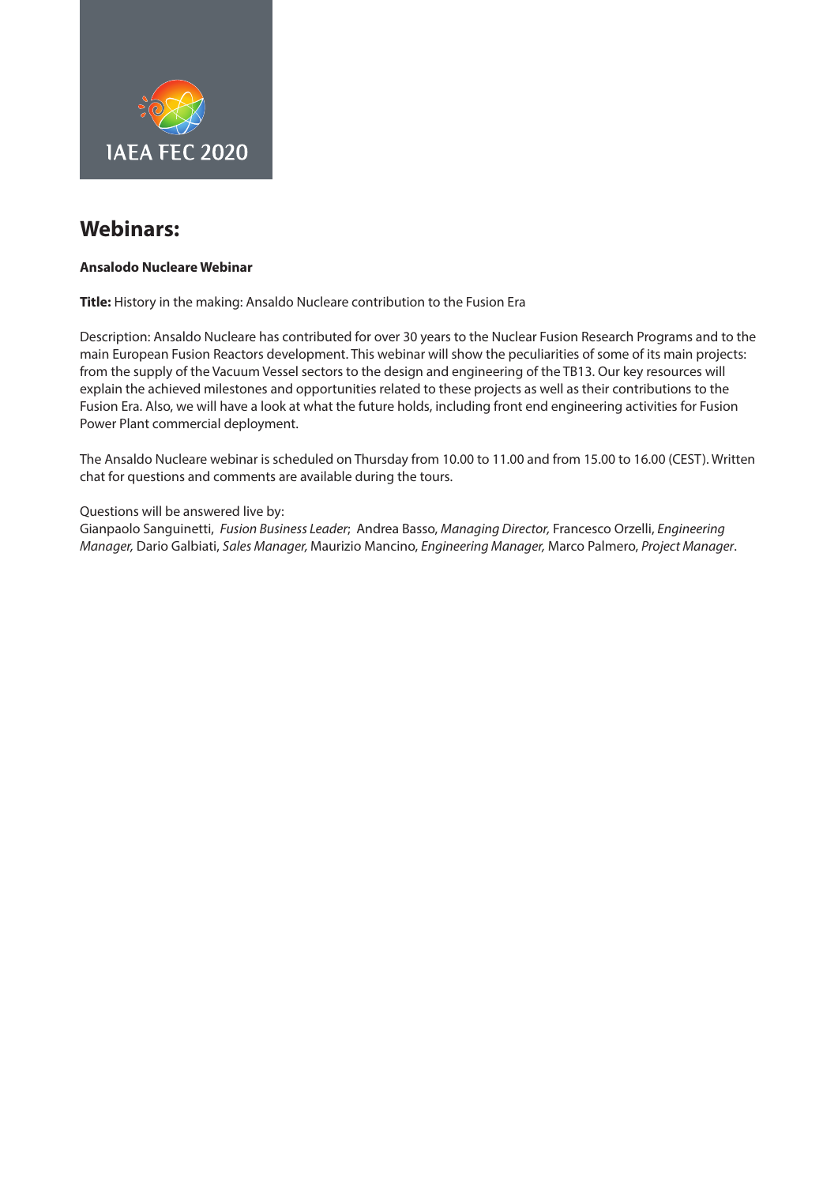## Webinars:

**Ansalodo Nucleare Webinar**

**Title:** History in the making: Ansaldo Nucleare contribution to the Fusion Era

Description: Ansaldo Nucleare has contributed for over 30 years to the Nuclear Fusion Research Programs and to the main European Fusion Reactors development. This webinar will show the peculiarities of some of its main projects: from the supply of the Vacuum Vessel sectors to the design and engineering of the TB13. Our key resources will explain the achieved milestones and opportunities related to these projects as well as their contributions to the Fusion Era. Also, we will have a look at what the future holds, including front end engineering activities for Fusion Power Plant commercial deployment.

The Ansaldo Nucleare webinar is scheduled on Thursday from 10.00 to 11.00 and from 15.00 to 16.00 (CEST). Written chat for questions and comments are available during the tours.

Questions will be answered live by:
Gianpaolo Sanguinetti, *Fusion Business Leader*; Andrea Basso, *Managing Director,* Francesco Orzelli, *Engineering Manager,* Dario Galbiati, *Sales Manager,* Maurizio Mancino, *Engineering Manager,* Marco Palmero, *Project Manager*.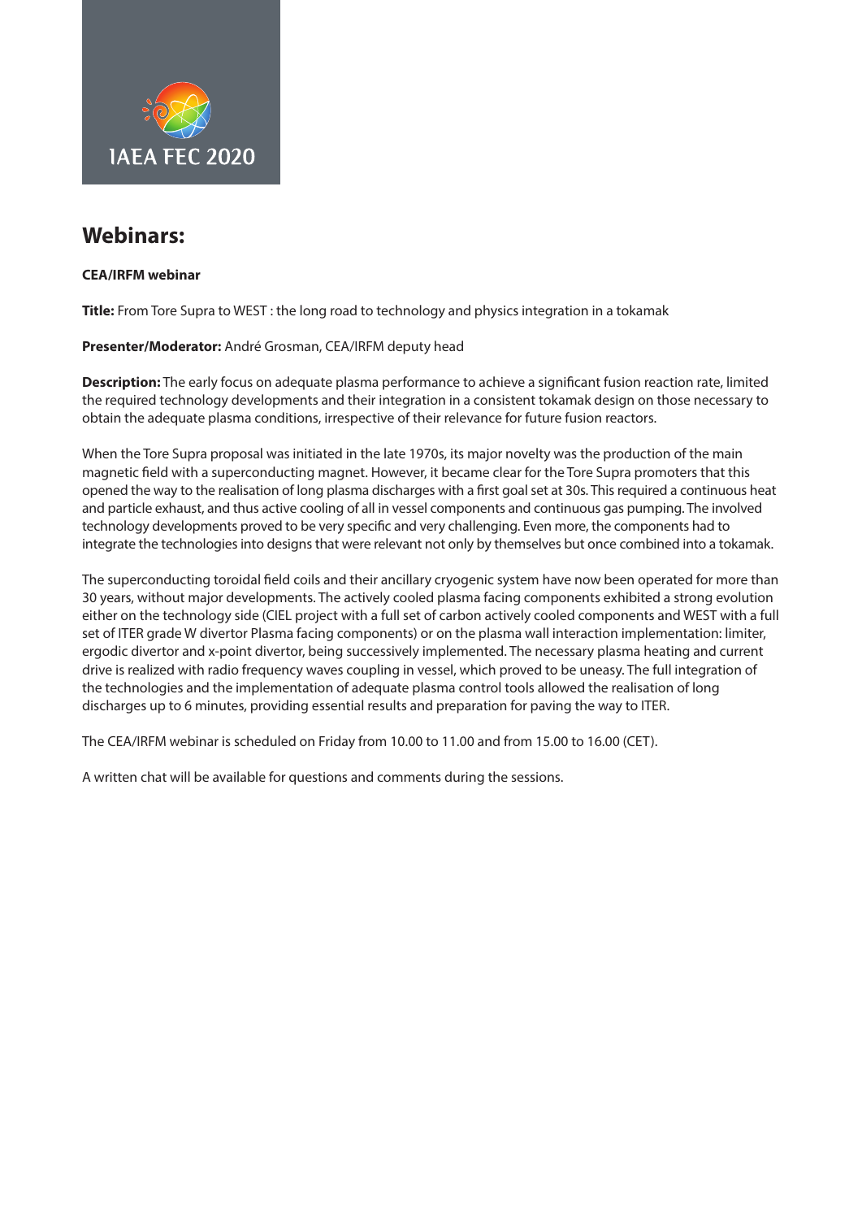IAEA FEC 2020

# Webinars:

**CEA/IRFM webinar**

**Title:** From Tore Supra to WEST : the long road to technology and physics integration in a tokamak

**Presenter/Moderator:** André Grosman, CEA/IRFM deputy head

**Description:** The early focus on adequate plasma performance to achieve a significant fusion reaction rate, limited the required technology developments and their integration in a consistent tokamak design on those necessary to obtain the adequate plasma conditions, irrespective of their relevance for future fusion reactors.

When the Tore Supra proposal was initiated in the late 1970s, its major novelty was the production of the main magnetic field with a superconducting magnet. However, it became clear for the Tore Supra promoters that this opened the way to the realisation of long plasma discharges with a first goal set at 30s. This required a continuous heat and particle exhaust, and thus active cooling of all in vessel components and continuous gas pumping. The involved technology developments proved to be very specific and very challenging. Even more, the components had to integrate the technologies into designs that were relevant not only by themselves but once combined into a tokamak.

The superconducting toroidal field coils and their ancillary cryogenic system have now been operated for more than 30 years, without major developments. The actively cooled plasma facing components exhibited a strong evolution either on the technology side (CIEL project with a full set of carbon actively cooled components and WEST with a full set of ITER grade W divertor Plasma facing components) or on the plasma wall interaction implementation: limiter, ergodic divertor and x-point divertor, being successively implemented. The necessary plasma heating and current drive is realized with radio frequency waves coupling in vessel, which proved to be uneasy. The full integration of the technologies and the implementation of adequate plasma control tools allowed the realisation of long discharges up to 6 minutes, providing essential results and preparation for paving the way to ITER.

The CEA/IRFM webinar is scheduled on Friday from 10.00 to 11.00 and from 15.00 to 16.00 (CET).

A written chat will be available for questions and comments during the sessions.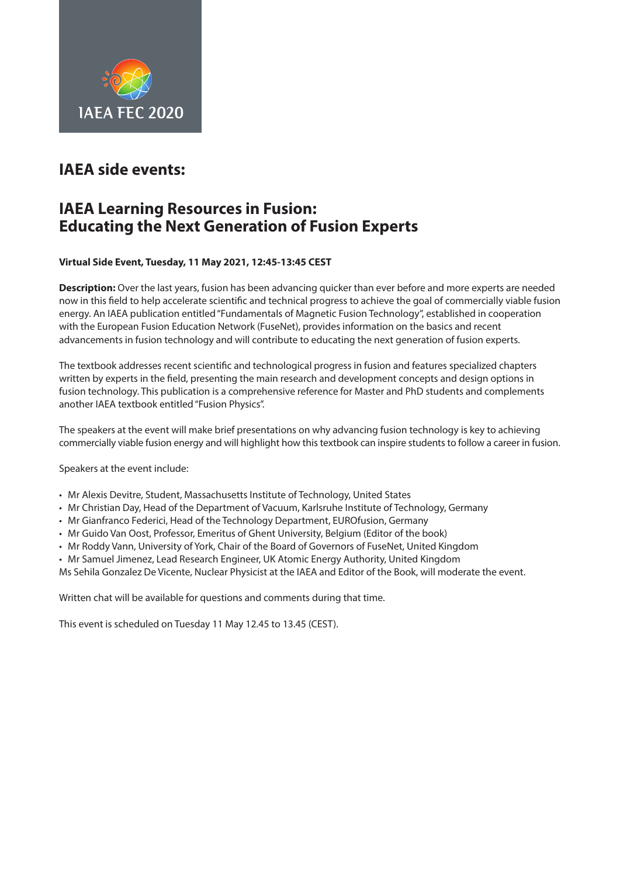IAEA FEC 2020

## IAEA side events:

## IAEA Learning Resources in Fusion: Educating the Next Generation of Fusion Experts

**Virtual Side Event, Tuesday, 11 May 2021, 12:45-13:45 CEST**

**Description:** Over the last years, fusion has been advancing quicker than ever before and more experts are needed now in this field to help accelerate scientific and technical progress to achieve the goal of commercially viable fusion energy. An IAEA publication entitled "Fundamentals of Magnetic Fusion Technology", established in cooperation with the European Fusion Education Network (FuseNet), provides information on the basics and recent advancements in fusion technology and will contribute to educating the next generation of fusion experts.

The textbook addresses recent scientific and technological progress in fusion and features specialized chapters written by experts in the field, presenting the main research and development concepts and design options in fusion technology. This publication is a comprehensive reference for Master and PhD students and complements another IAEA textbook entitled "Fusion Physics".

The speakers at the event will make brief presentations on why advancing fusion technology is key to achieving commercially viable fusion energy and will highlight how this textbook can inspire students to follow a career in fusion.

Speakers at the event include:

- Mr Alexis Devitre, Student, Massachusetts Institute of Technology, United States
- Mr Christian Day, Head of the Department of Vacuum, Karlsruhe Institute of Technology, Germany
- Mr Gianfranco Federici, Head of the Technology Department, EUROfusion, Germany
- Mr Guido Van Oost, Professor, Emeritus of Ghent University, Belgium (Editor of the book)
- Mr Roddy Vann, University of York, Chair of the Board of Governors of FuseNet, United Kingdom
- Mr Samuel Jimenez, Lead Research Engineer, UK Atomic Energy Authority, United Kingdom

Ms Sehila Gonzalez De Vicente, Nuclear Physicist at the IAEA and Editor of the Book, will moderate the event.

Written chat will be available for questions and comments during that time.

This event is scheduled on Tuesday 11 May 12.45 to 13.45 (CEST).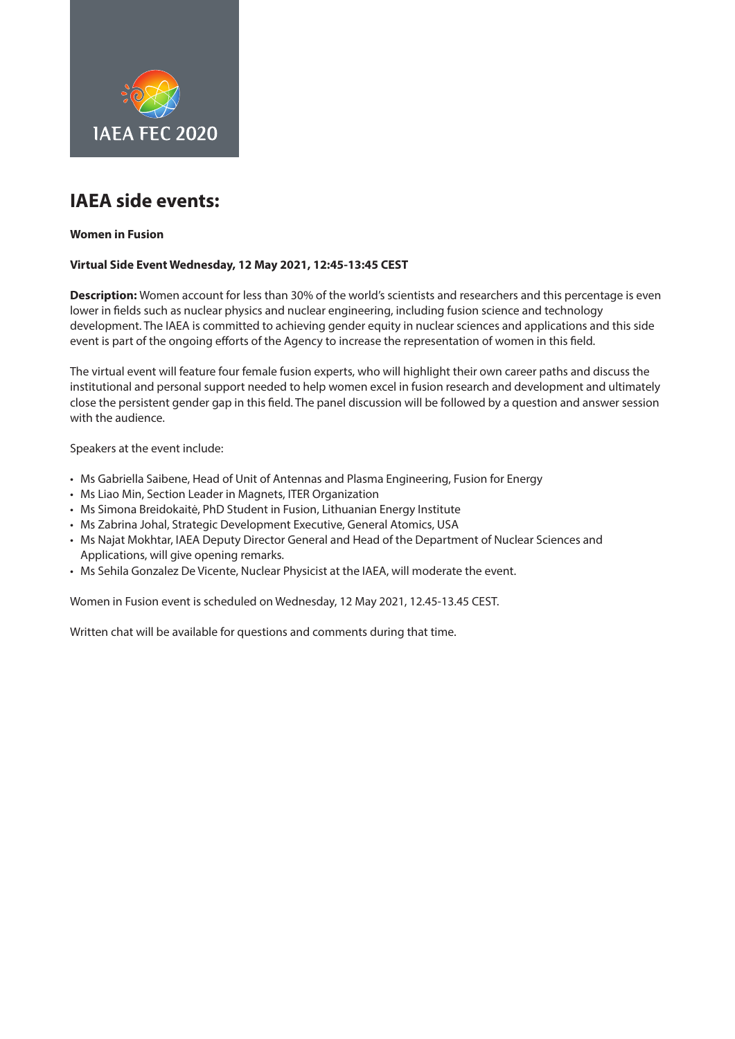IAEA FEC 2020

## IAEA side events:

**Women in Fusion**

**Virtual Side Event Wednesday, 12 May 2021, 12:45-13:45 CEST**

**Description:** Women account for less than 30% of the world's scientists and researchers and this percentage is even lower in fields such as nuclear physics and nuclear engineering, including fusion science and technology development. The IAEA is committed to achieving gender equity in nuclear sciences and applications and this side event is part of the ongoing efforts of the Agency to increase the representation of women in this field.

The virtual event will feature four female fusion experts, who will highlight their own career paths and discuss the institutional and personal support needed to help women excel in fusion research and development and ultimately close the persistent gender gap in this field. The panel discussion will be followed by a question and answer session with the audience.

Speakers at the event include:

- Ms Gabriella Saibene, Head of Unit of Antennas and Plasma Engineering, Fusion for Energy
- Ms Liao Min, Section Leader in Magnets, ITER Organization
- Ms Simona Breidokaitė, PhD Student in Fusion, Lithuanian Energy Institute
- Ms Zabrina Johal, Strategic Development Executive, General Atomics, USA
- Ms Najat Mokhtar, IAEA Deputy Director General and Head of the Department of Nuclear Sciences and Applications, will give opening remarks.
- Ms Sehila Gonzalez De Vicente, Nuclear Physicist at the IAEA, will moderate the event.

Women in Fusion event is scheduled on Wednesday, 12 May 2021, 12.45-13.45 CEST.

Written chat will be available for questions and comments during that time.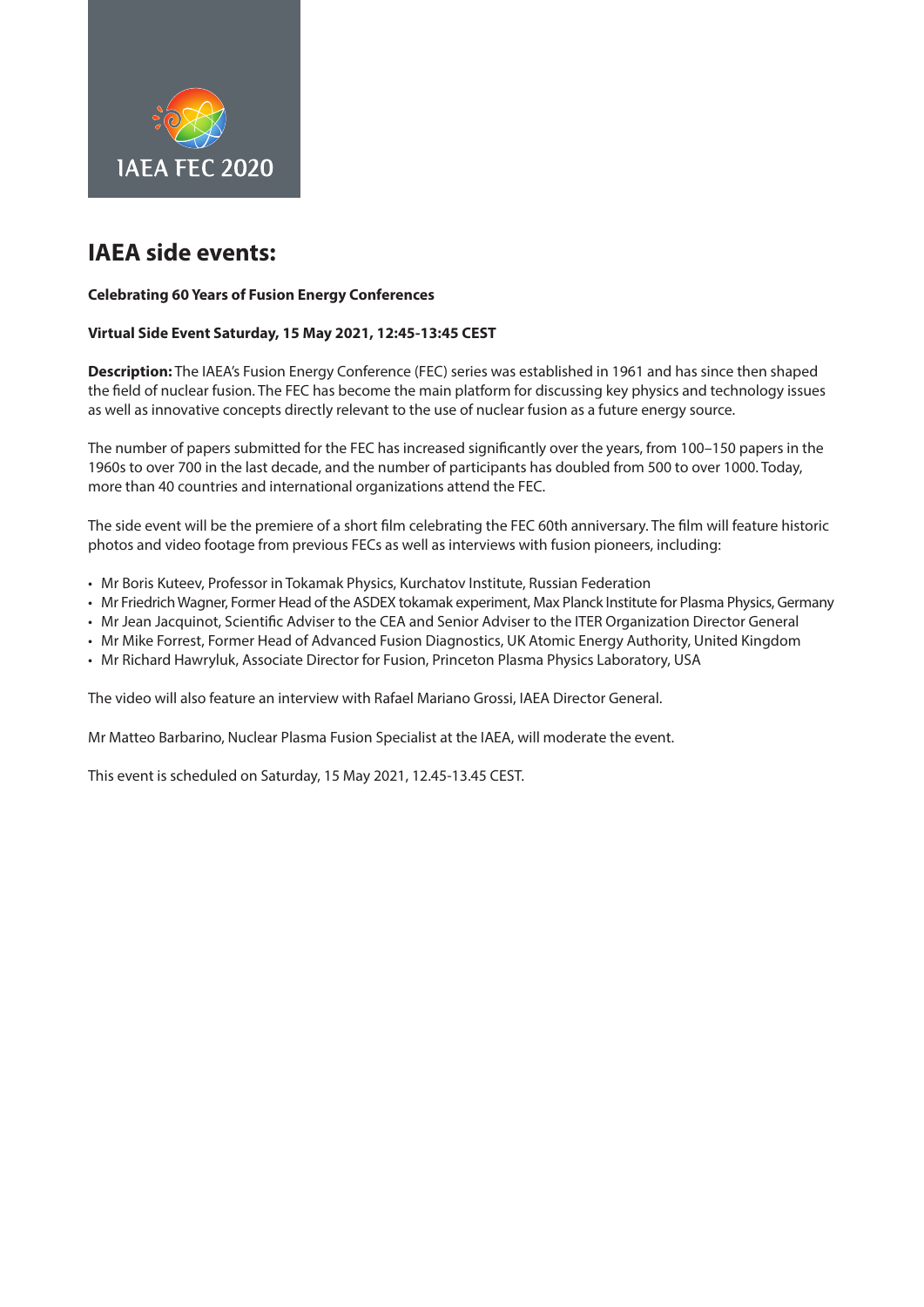IAEA FEC 2020

# IAEA side events:

**Celebrating 60 Years of Fusion Energy Conferences**

**Virtual Side Event Saturday, 15 May 2021, 12:45-13:45 CEST**

**Description:** The IAEA's Fusion Energy Conference (FEC) series was established in 1961 and has since then shaped the field of nuclear fusion. The FEC has become the main platform for discussing key physics and technology issues as well as innovative concepts directly relevant to the use of nuclear fusion as a future energy source.

The number of papers submitted for the FEC has increased significantly over the years, from 100–150 papers in the 1960s to over 700 in the last decade, and the number of participants has doubled from 500 to over 1000. Today, more than 40 countries and international organizations attend the FEC.

The side event will be the premiere of a short film celebrating the FEC 60th anniversary. The film will feature historic photos and video footage from previous FECs as well as interviews with fusion pioneers, including:

- Mr Boris Kuteev, Professor in Tokamak Physics, Kurchatov Institute, Russian Federation
- Mr Friedrich Wagner, Former Head of the ASDEX tokamak experiment, Max Planck Institute for Plasma Physics, Germany
- Mr Jean Jacquinot, Scientific Adviser to the CEA and Senior Adviser to the ITER Organization Director General
- Mr Mike Forrest, Former Head of Advanced Fusion Diagnostics, UK Atomic Energy Authority, United Kingdom
- Mr Richard Hawryluk, Associate Director for Fusion, Princeton Plasma Physics Laboratory, USA

The video will also feature an interview with Rafael Mariano Grossi, IAEA Director General.

Mr Matteo Barbarino, Nuclear Plasma Fusion Specialist at the IAEA, will moderate the event.

This event is scheduled on Saturday, 15 May 2021, 12.45-13.45 CEST.